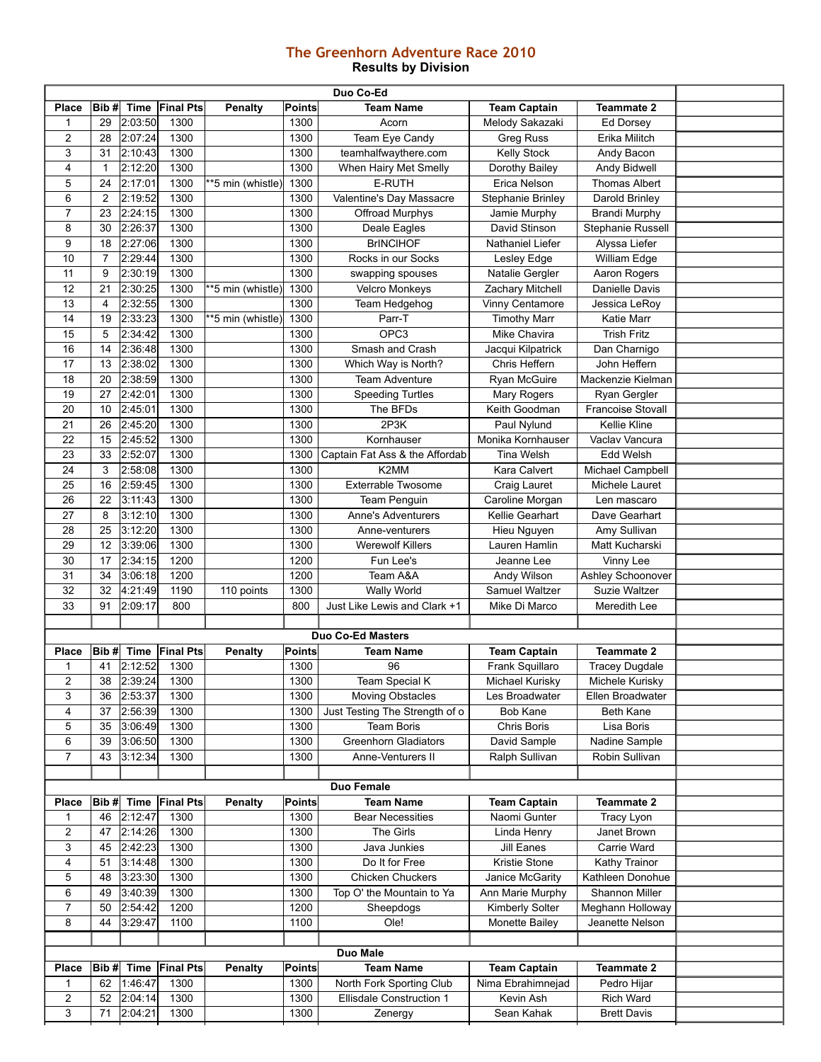# The Greenhorn Adventure Race 2010

## Results by Division

### Duo Co-Ed

| Place | Bib # | Time | Final Pts | Penalty | Points | Team Name | Team Captain | Teammate 2 |
|---|---|---|---|---|---|---|---|---|
| 1 | 29 | 2:03:50 | 1300 | | 1300 | Acorn | Melody Sakazaki | Ed Dorsey |
| 2 | 28 | 2:07:24 | 1300 | | 1300 | Team Eye Candy | Greg Russ | Erika Militch |
| 3 | 31 | 2:10:43 | 1300 | | 1300 | teamhalfwaythere.com | Kelly Stock | Andy Bacon |
| 4 | 1 | 2:12:20 | 1300 | | 1300 | When Hairy Met Smelly | Dorothy Bailey | Andy Bidwell |
| 5 | 24 | 2:17:01 | 1300 | **5 min (whistle) | 1300 | E-RUTH | Erica Nelson | Thomas Albert |
| 6 | 2 | 2:19:52 | 1300 | | 1300 | Valentine's Day Massacre | Stephanie Brinley | Darold Brinley |
| 7 | 23 | 2:24:15 | 1300 | | 1300 | Offroad Murphys | Jamie Murphy | Brandi Murphy |
| 8 | 30 | 2:26:37 | 1300 | | 1300 | Deale Eagles | David Stinson | Stephanie Russell |
| 9 | 18 | 2:27:06 | 1300 | | 1300 | BrINCIHOF | Nathaniel Liefer | Alyssa Liefer |
| 10 | 7 | 2:29:44 | 1300 | | 1300 | Rocks in our Socks | Lesley Edge | William Edge |
| 11 | 9 | 2:30:19 | 1300 | | 1300 | swapping spouses | Natalie Gergler | Aaron Rogers |
| 12 | 21 | 2:30:25 | 1300 | **5 min (whistle) | 1300 | Velcro Monkeys | Zachary Mitchell | Danielle Davis |
| 13 | 4 | 2:32:55 | 1300 | | 1300 | Team Hedgehog | Vinny Centamore | Jessica LeRoy |
| 14 | 19 | 2:33:23 | 1300 | **5 min (whistle) | 1300 | Parr-T | Timothy Marr | Katie Marr |
| 15 | 5 | 2:34:42 | 1300 | | 1300 | OPC3 | Mike Chavira | Trish Fritz |
| 16 | 14 | 2:36:48 | 1300 | | 1300 | Smash and Crash | Jacqui Kilpatrick | Dan Charnigo |
| 17 | 13 | 2:38:02 | 1300 | | 1300 | Which Way is North? | Chris Heffern | John Heffern |
| 18 | 20 | 2:38:59 | 1300 | | 1300 | Team Adventure | Ryan McGuire | Mackenzie Kielman |
| 19 | 27 | 2:42:01 | 1300 | | 1300 | Speeding Turtles | Mary Rogers | Ryan Gergler |
| 20 | 10 | 2:45:01 | 1300 | | 1300 | The BFDs | Keith Goodman | Francoise Stovall |
| 21 | 26 | 2:45:20 | 1300 | | 1300 | 2P3K | Paul Nylund | Kellie Kline |
| 22 | 15 | 2:45:52 | 1300 | | 1300 | Kornhauser | Monika Kornhauser | Vaclav Vancura |
| 23 | 33 | 2:52:07 | 1300 | | 1300 | Captain Fat Ass & the Affordab | Tina Welsh | Edd Welsh |
| 24 | 3 | 2:58:08 | 1300 | | 1300 | K2MM | Kara Calvert | Michael Campbell |
| 25 | 16 | 2:59:45 | 1300 | | 1300 | Exterrable Twosome | Craig Lauret | Michele Lauret |
| 26 | 22 | 3:11:43 | 1300 | | 1300 | Team Penguin | Caroline Morgan | Len mascaro |
| 27 | 8 | 3:12:10 | 1300 | | 1300 | Anne's Adventurers | Kellie Gearhart | Dave Gearhart |
| 28 | 25 | 3:12:20 | 1300 | | 1300 | Anne-venturers | Hieu Nguyen | Amy Sullivan |
| 29 | 12 | 3:39:06 | 1300 | | 1300 | Werewolf Killers | Lauren Hamlin | Matt Kucharski |
| 30 | 17 | 2:34:15 | 1200 | | 1200 | Fun Lee's | Jeanne Lee | Vinny Lee |
| 31 | 34 | 3:06:18 | 1200 | | 1200 | Team A&A | Andy Wilson | Ashley Schoonover |
| 32 | 32 | 4:21:49 | 1190 | 110 points | 1300 | Wally World | Samuel Waltzer | Suzie Waltzer |
| 33 | 91 | 2:09:17 | 800 | | 800 | Just Like Lewis and Clark +1 | Mike Di Marco | Meredith Lee |

### Duo Co-Ed Masters

| Place | Bib # | Time | Final Pts | Penalty | Points | Team Name | Team Captain | Teammate 2 |
|---|---|---|---|---|---|---|---|---|
| 1 | 41 | 2:12:52 | 1300 | | 1300 | 96 | Frank Squillaro | Tracey Dugdale |
| 2 | 38 | 2:39:24 | 1300 | | 1300 | Team Special K | Michael Kurisky | Michele Kurisky |
| 3 | 36 | 2:53:37 | 1300 | | 1300 | Moving Obstacles | Les Broadwater | Ellen Broadwater |
| 4 | 37 | 2:56:39 | 1300 | | 1300 | Just Testing The Strength of o | Bob Kane | Beth Kane |
| 5 | 35 | 3:06:49 | 1300 | | 1300 | Team Boris | Chris Boris | Lisa Boris |
| 6 | 39 | 3:06:50 | 1300 | | 1300 | Greenhorn Gladiators | David Sample | Nadine Sample |
| 7 | 43 | 3:12:34 | 1300 | | 1300 | Anne-Venturers II | Ralph Sullivan | Robin Sullivan |

### Duo Female

| Place | Bib # | Time | Final Pts | Penalty | Points | Team Name | Team Captain | Teammate 2 |
|---|---|---|---|---|---|---|---|---|
| 1 | 46 | 2:12:47 | 1300 | | 1300 | Bear Necessities | Naomi Gunter | Tracy Lyon |
| 2 | 47 | 2:14:26 | 1300 | | 1300 | The Girls | Linda Henry | Janet Brown |
| 3 | 45 | 2:42:23 | 1300 | | 1300 | Java Junkies | Jill Eanes | Carrie Ward |
| 4 | 51 | 3:14:48 | 1300 | | 1300 | Do It for Free | Kristie Stone | Kathy Trainor |
| 5 | 48 | 3:23:30 | 1300 | | 1300 | Chicken Chuckers | Janice McGarity | Kathleen Donohue |
| 6 | 49 | 3:40:39 | 1300 | | 1300 | Top O' the Mountain to Ya | Ann Marie Murphy | Shannon Miller |
| 7 | 50 | 2:54:42 | 1200 | | 1200 | Sheepdogs | Kimberly Solter | Meghann Holloway |
| 8 | 44 | 3:29:47 | 1100 | | 1100 | Ole! | Monette Bailey | Jeanette Nelson |

### Duo Male

| Place | Bib # | Time | Final Pts | Penalty | Points | Team Name | Team Captain | Teammate 2 |
|---|---|---|---|---|---|---|---|---|
| 1 | 62 | 1:46:47 | 1300 | | 1300 | North Fork Sporting Club | Nima Ebrahimnejad | Pedro Hijar |
| 2 | 52 | 2:04:14 | 1300 | | 1300 | Ellisdale Construction 1 | Kevin Ash | Rich Ward |
| 3 | 71 | 2:04:21 | 1300 | | 1300 | Zenergy | Sean Kahak | Brett Davis |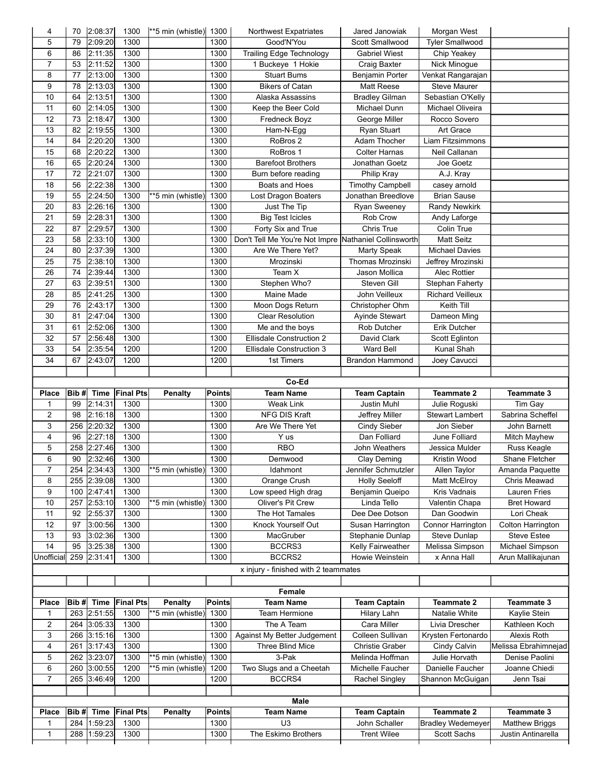| | | | | | | | | | |
|---|---|---|---|---|---|---|---|---|---|
| 4 | 70 | 2:08:37 | 1300 | **5 min (whistle) | 1300 | Northwest Expatriates | Jared Janowiak | Morgan West | |
| 5 | 79 | 2:09:20 | 1300 | | 1300 | Good'N'You | Scott Smallwood | Tyler Smallwood | |
| 6 | 86 | 2:11:35 | 1300 | | 1300 | Trailing Edge Technology | Gabriel Wiest | Chip Yeakey | |
| 7 | 53 | 2:11:52 | 1300 | | 1300 | 1 Buckeye 1 Hokie | Craig Baxter | Nick Minogue | |
| 8 | 77 | 2:13:00 | 1300 | | 1300 | Stuart Bums | Benjamin Porter | Venkat Rangarajan | |
| 9 | 78 | 2:13:03 | 1300 | | 1300 | Bikers of Catan | Matt Reese | Steve Maurer | |
| 10 | 64 | 2:13:51 | 1300 | | 1300 | Alaska Assassins | Bradley Gilman | Sebastian O'Kelly | |
| 11 | 60 | 2:14:05 | 1300 | | 1300 | Keep the Beer Cold | Michael Dunn | Michael Oliveira | |
| 12 | 73 | 2:18:47 | 1300 | | 1300 | Fredneck Boyz | George Miller | Rocco Sovero | |
| 13 | 82 | 2:19:55 | 1300 | | 1300 | Ham-N-Egg | Ryan Stuart | Art Grace | |
| 14 | 84 | 2:20:20 | 1300 | | 1300 | RoBros 2 | Adam Thocher | Liam Fitzsimmons | |
| 15 | 68 | 2:20:22 | 1300 | | 1300 | RoBros 1 | Colter Harnas | Neil Callanan | |
| 16 | 65 | 2:20:24 | 1300 | | 1300 | Barefoot Brothers | Jonathan Goetz | Joe Goetz | |
| 17 | 72 | 2:21:07 | 1300 | | 1300 | Burn before reading | Philip Kray | A.J. Kray | |
| 18 | 56 | 2:22:38 | 1300 | | 1300 | Boats and Hoes | Timothy Campbell | casey arnold | |
| 19 | 55 | 2:24:50 | 1300 | **5 min (whistle) | 1300 | Lost Dragon Boaters | Jonathan Breedlove | Brian Sause | |
| 20 | 83 | 2:26:16 | 1300 | | 1300 | Just The Tip | Ryan Sweeney | Randy Newkirk | |
| 21 | 59 | 2:28:31 | 1300 | | 1300 | Big Test Icicles | Rob Crow | Andy Laforge | |
| 22 | 87 | 2:29:57 | 1300 | | 1300 | Forty Six and True | Chris True | Colin True | |
| 23 | 58 | 2:33:10 | 1300 | | 1300 | Don't Tell Me You're Not Impre | Nathaniel Collinsworth | Matt Seitz | |
| 24 | 80 | 2:37:39 | 1300 | | 1300 | Are We There Yet? | Marty Speak | Michael Davies | |
| 25 | 75 | 2:38:10 | 1300 | | 1300 | Mrozinski | Thomas Mrozinski | Jeffrey Mrozinski | |
| 26 | 74 | 2:39:44 | 1300 | | 1300 | Team X | Jason Mollica | Alec Rottier | |
| 27 | 63 | 2:39:51 | 1300 | | 1300 | Stephen Who? | Steven Gill | Stephan Faherty | |
| 28 | 85 | 2:41:25 | 1300 | | 1300 | Maine Made | John Veilleux | Richard Veilleux | |
| 29 | 76 | 2:43:17 | 1300 | | 1300 | Moon Dogs Return | Christopher Ohm | Keith Till | |
| 30 | 81 | 2:47:04 | 1300 | | 1300 | Clear Resolution | Ayinde Stewart | Dameon Ming | |
| 31 | 61 | 2:52:06 | 1300 | | 1300 | Me and the boys | Rob Dutcher | Erik Dutcher | |
| 32 | 57 | 2:56:48 | 1300 | | 1300 | Ellisdale Construction 2 | David Clark | Scott Eglinton | |
| 33 | 54 | 2:35:54 | 1200 | | 1200 | Ellisdale Construction 3 | Ward Bell | Kunal Shah | |
| 34 | 67 | 2:43:07 | 1200 | | 1200 | 1st Timers | Brandon Hammond | Joey Cavucci | |

**Co-Ed**

| Place | Bib # | Time | Final Pts | Penalty | Points | Team Name | Team Captain | Teammate 2 | Teammate 3 |
|---|---|---|---|---|---|---|---|---|---|
| 1 | 99 | 2:14:31 | 1300 | | 1300 | Weak Link | Justin Muhl | Julie Roguski | Tim Gay |
| 2 | 98 | 2:16:18 | 1300 | | 1300 | NFG DIS Kraft | Jeffrey Miller | Stewart Lambert | Sabrina Scheffel |
| 3 | 256 | 2:20:32 | 1300 | | 1300 | Are We There Yet | Cindy Sieber | Jon Sieber | John Barnett |
| 4 | 96 | 2:27:18 | 1300 | | 1300 | Y us | Dan Folliard | June Folliard | Mitch Mayhew |
| 5 | 258 | 2:27:46 | 1300 | | 1300 | RBO | John Weathers | Jessica Mulder | Russ Keagle |
| 6 | 90 | 2:32:46 | 1300 | | 1300 | Demwood | Clay Deming | Kristin Wood | Shane Fletcher |
| 7 | 254 | 2:34:43 | 1300 | **5 min (whistle) | 1300 | Idahmont | Jennifer Schmutzler | Allen Taylor | Amanda Paquette |
| 8 | 255 | 2:39:08 | 1300 | | 1300 | Orange Crush | Holly Seeloff | Matt McElroy | Chris Meawad |
| 9 | 100 | 2:47:41 | 1300 | | 1300 | Low speed High drag | Benjamin Queipo | Kris Vadnais | Lauren Fries |
| 10 | 257 | 2:53:10 | 1300 | **5 min (whistle) | 1300 | Oliver's Pit Crew | Linda Tello | Valentin Chapa | Bret Howard |
| 11 | 92 | 2:55:37 | 1300 | | 1300 | The Hot Tamales | Dee Dee Dotson | Dan Goodwin | Lori Cheak |
| 12 | 97 | 3:00:56 | 1300 | | 1300 | Knock Yourself Out | Susan Harrington | Connor Harrington | Colton Harrington |
| 13 | 93 | 3:02:36 | 1300 | | 1300 | MacGruber | Stephanie Dunlap | Steve Dunlap | Steve Estee |
| 14 | 95 | 3:25:38 | 1300 | | 1300 | BCCRS3 | Kelly Fairweather | Melissa Simpson | Michael Simpson |
| Unofficial | 259 | 2:31:41 | 1300 | | 1300 | BCCRS2 | Howie Weinstein | x Anna Hall | Arun Mallikajunan |

x injury - finished with 2 teammates

**Female**

| Place | Bib # | Time | Final Pts | Penalty | Points | Team Name | Team Captain | Teammate 2 | Teammate 3 |
|---|---|---|---|---|---|---|---|---|---|
| 1 | 263 | 2:51:55 | 1300 | **5 min (whistle) | 1300 | Team Hermione | Hilary Lahn | Natalie White | Kaylie Stein |
| 2 | 264 | 3:05:33 | 1300 | | 1300 | The A Team | Cara Miller | Livia Drescher | Kathleen Koch |
| 3 | 266 | 3:15:16 | 1300 | | 1300 | Against My Better Judgement | Colleen Sullivan | Krysten Fertonardo | Alexis Roth |
| 4 | 261 | 3:17:43 | 1300 | | 1300 | Three Blind Mice | Christie Graber | Cindy Calvin | Melissa Ebrahimnejad |
| 5 | 262 | 3:23:07 | 1300 | **5 min (whistle) | 1300 | 3-Pak | Melinda Hoffman | Julie Horvath | Denise Paolini |
| 6 | 260 | 3:00:55 | 1200 | **5 min (whistle) | 1200 | Two Slugs and a Cheetah | Michelle Faucher | Danielle Faucher | Joanne Chiedi |
| 7 | 265 | 3:46:49 | 1200 | | 1200 | BCCRS4 | Rachel Singley | Shannon McGuigan | Jenn Tsai |

**Male**

| Place | Bib # | Time | Final Pts | Penalty | Points | Team Name | Team Captain | Teammate 2 | Teammate 3 |
|---|---|---|---|---|---|---|---|---|---|
| 1 | 284 | 1:59:23 | 1300 | | 1300 | U3 | John Schaller | Bradley Wedemeyer | Matthew Briggs |
| 1 | 288 | 1:59:23 | 1300 | | 1300 | The Eskimo Brothers | Trent Wilee | Scott Sachs | Justin Antinarella |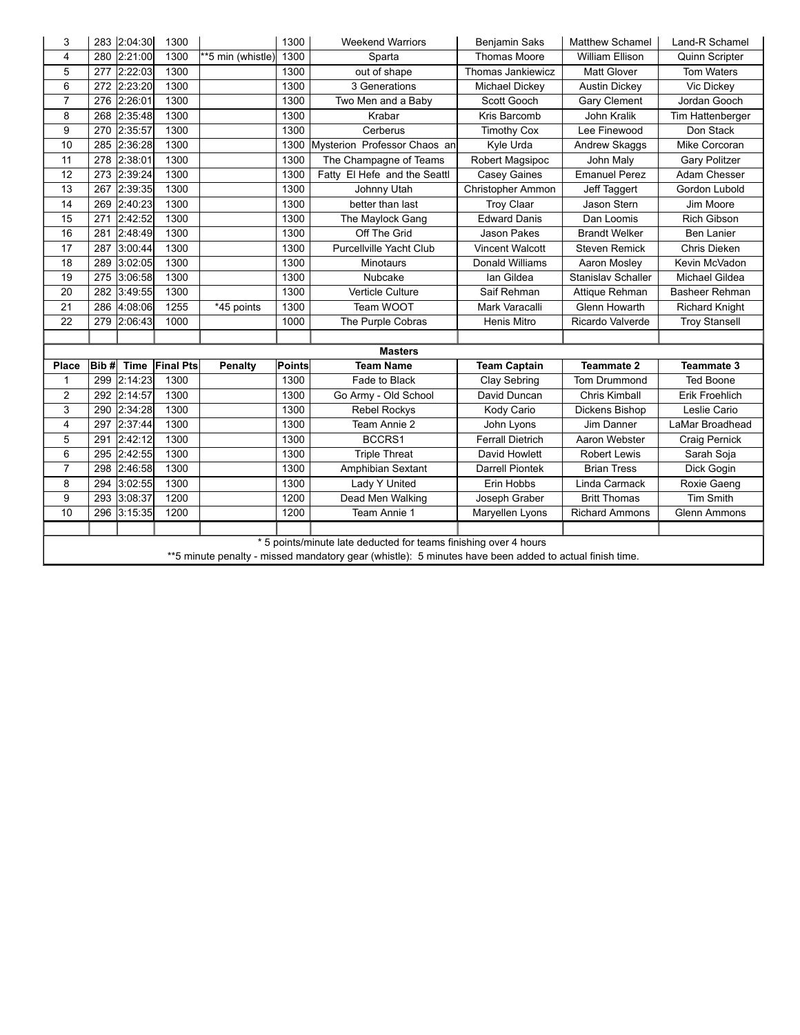| | | | | | | | | | |
|---|---|---|---|---|---|---|---|---|---|
| 3 | 283 | 2:04:30 | 1300 | | 1300 | Weekend Warriors | Benjamin Saks | Matthew Schamel | Land-R Schamel |
| 4 | 280 | 2:21:00 | 1300 | **5 min (whistle) | 1300 | Sparta | Thomas Moore | William Ellison | Quinn Scripter |
| 5 | 277 | 2:22:03 | 1300 | | 1300 | out of shape | Thomas Jankiewicz | Matt Glover | Tom Waters |
| 6 | 272 | 2:23:20 | 1300 | | 1300 | 3 Generations | Michael Dickey | Austin Dickey | Vic Dickey |
| 7 | 276 | 2:26:01 | 1300 | | 1300 | Two Men and a Baby | Scott Gooch | Gary Clement | Jordan Gooch |
| 8 | 268 | 2:35:48 | 1300 | | 1300 | Krabar | Kris Barcomb | John Kralik | Tim Hattenberger |
| 9 | 270 | 2:35:57 | 1300 | | 1300 | Cerberus | Timothy Cox | Lee Finewood | Don Stack |
| 10 | 285 | 2:36:28 | 1300 | | 1300 | Mysterion Professor Chaos an | Kyle Urda | Andrew Skaggs | Mike Corcoran |
| 11 | 278 | 2:38:01 | 1300 | | 1300 | The Champagne of Teams | Robert Magsipoc | John Maly | Gary Politzer |
| 12 | 273 | 2:39:24 | 1300 | | 1300 | Fatty El Hefe and the Seattl | Casey Gaines | Emanuel Perez | Adam Chesser |
| 13 | 267 | 2:39:35 | 1300 | | 1300 | Johnny Utah | Christopher Ammon | Jeff Taggert | Gordon Lubold |
| 14 | 269 | 2:40:23 | 1300 | | 1300 | better than last | Troy Claar | Jason Stern | Jim Moore |
| 15 | 271 | 2:42:52 | 1300 | | 1300 | The Maylock Gang | Edward Danis | Dan Loomis | Rich Gibson |
| 16 | 281 | 2:48:49 | 1300 | | 1300 | Off The Grid | Jason Pakes | Brandt Welker | Ben Lanier |
| 17 | 287 | 3:00:44 | 1300 | | 1300 | Purcellville Yacht Club | Vincent Walcott | Steven Remick | Chris Dieken |
| 18 | 289 | 3:02:05 | 1300 | | 1300 | Minotaurs | Donald Williams | Aaron Mosley | Kevin McVadon |
| 19 | 275 | 3:06:58 | 1300 | | 1300 | Nubcake | Ian Gildea | Stanislav Schaller | Michael Gildea |
| 20 | 282 | 3:49:55 | 1300 | | 1300 | Verticle Culture | Saif Rehman | Attique Rehman | Basheer Rehman |
| 21 | 286 | 4:08:06 | 1255 | *45 points | 1300 | Team WOOT | Mark Varacalli | Glenn Howarth | Richard Knight |
| 22 | 279 | 2:06:43 | 1000 | | 1000 | The Purple Cobras | Henis Mitro | Ricardo Valverde | Troy Stansell |

**Masters**

| Place | Bib # | Time | Final Pts | Penalty | Points | Team Name | Team Captain | Teammate 2 | Teammate 3 |
|---|---|---|---|---|---|---|---|---|---|
| 1 | 299 | 2:14:23 | 1300 | | 1300 | Fade to Black | Clay Sebring | Tom Drummond | Ted Boone |
| 2 | 292 | 2:14:57 | 1300 | | 1300 | Go Army - Old School | David Duncan | Chris Kimball | Erik Froehlich |
| 3 | 290 | 2:34:28 | 1300 | | 1300 | Rebel Rockys | Kody Cario | Dickens Bishop | Leslie Cario |
| 4 | 297 | 2:37:44 | 1300 | | 1300 | Team Annie 2 | John Lyons | Jim Danner | LaMar Broadhead |
| 5 | 291 | 2:42:12 | 1300 | | 1300 | BCCRS1 | Ferrall Dietrich | Aaron Webster | Craig Pernick |
| 6 | 295 | 2:42:55 | 1300 | | 1300 | Triple Threat | David Howlett | Robert Lewis | Sarah Soja |
| 7 | 298 | 2:46:58 | 1300 | | 1300 | Amphibian Sextant | Darrell Piontek | Brian Tress | Dick Gogin |
| 8 | 294 | 3:02:55 | 1300 | | 1300 | Lady Y United | Erin Hobbs | Linda Carmack | Roxie Gaeng |
| 9 | 293 | 3:08:37 | 1200 | | 1200 | Dead Men Walking | Joseph Graber | Britt Thomas | Tim Smith |
| 10 | 296 | 3:15:35 | 1200 | | 1200 | Team Annie 1 | Maryellen Lyons | Richard Ammons | Glenn Ammons |

\* 5 points/minute late deducted for teams finishing over 4 hours

**5 minute penalty - missed mandatory gear (whistle): 5 minutes have been added to actual finish time.